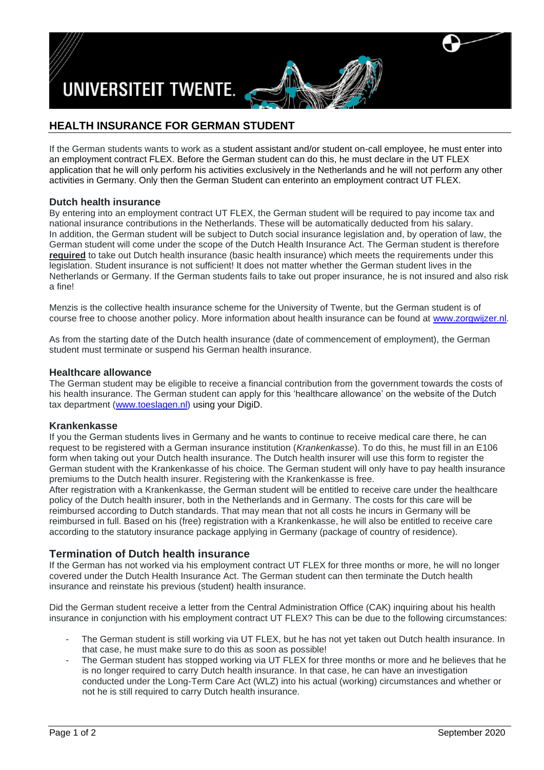UNIVERSITEIT TWENTE.

## HEALTH INSURANCE FOR GERMAN STUDENT

If the German students wants to work as a student assistant and/or student on-call employee, he must enter into an employment contract FLEX. Before the German student can do this, he must declare in the UT FLEX application that he will only perform his activities exclusively in the Netherlands and he will not perform any other activities in Germany. Only then the German Student can enterinto an employment contract UT FLEX.

### Dutch health insurance

By entering into an employment contract UT FLEX, the German student will be required to pay income tax and national insurance contributions in the Netherlands. These will be automatically deducted from his salary. In addition, the German student will be subject to Dutch social insurance legislation and, by operation of law, the German student will come under the scope of the Dutch Health Insurance Act. The German student is therefore **required** to take out Dutch health insurance (basic health insurance) which meets the requirements under this legislation. Student insurance is not sufficient! It does not matter whether the German student lives in the Netherlands or Germany. If the German students fails to take out proper insurance, he is not insured and also risk a fine!

Menzis is the collective health insurance scheme for the University of Twente, but the German student is of course free to choose another policy. More information about health insurance can be found at www.zorgwijzer.nl.

As from the starting date of the Dutch health insurance (date of commencement of employment), the German student must terminate or suspend his German health insurance.

### Healthcare allowance

The German student may be eligible to receive a financial contribution from the government towards the costs of his health insurance. The German student can apply for this 'healthcare allowance' on the website of the Dutch tax department (www.toeslagen.nl) using your DigiD.

### Krankenkasse

If you the German students lives in Germany and he wants to continue to receive medical care there, he can request to be registered with a German insurance institution (*Krankenkasse*). To do this, he must fill in an E106 form when taking out your Dutch health insurance. The Dutch health insurer will use this form to register the German student with the Krankenkasse of his choice. The German student will only have to pay health insurance premiums to the Dutch health insurer. Registering with the Krankenkasse is free.
After registration with a Krankenkasse, the German student will be entitled to receive care under the healthcare policy of the Dutch health insurer, both in the Netherlands and in Germany. The costs for this care will be reimbursed according to Dutch standards. That may mean that not all costs he incurs in Germany will be reimbursed in full. Based on his (free) registration with a Krankenkasse, he will also be entitled to receive care according to the statutory insurance package applying in Germany (package of country of residence).

## Termination of Dutch health insurance

If the German has not worked via his employment contract UT FLEX for three months or more, he will no longer covered under the Dutch Health Insurance Act. The German student can then terminate the Dutch health insurance and reinstate his previous (student) health insurance.

Did the German student receive a letter from the Central Administration Office (CAK) inquiring about his health insurance in conjunction with his employment contract UT FLEX? This can be due to the following circumstances:

- The German student is still working via UT FLEX, but he has not yet taken out Dutch health insurance. In that case, he must make sure to do this as soon as possible!
- The German student has stopped working via UT FLEX for three months or more and he believes that he is no longer required to carry Dutch health insurance. In that case, he can have an investigation conducted under the Long-Term Care Act (WLZ) into his actual (working) circumstances and whether or not he is still required to carry Dutch health insurance.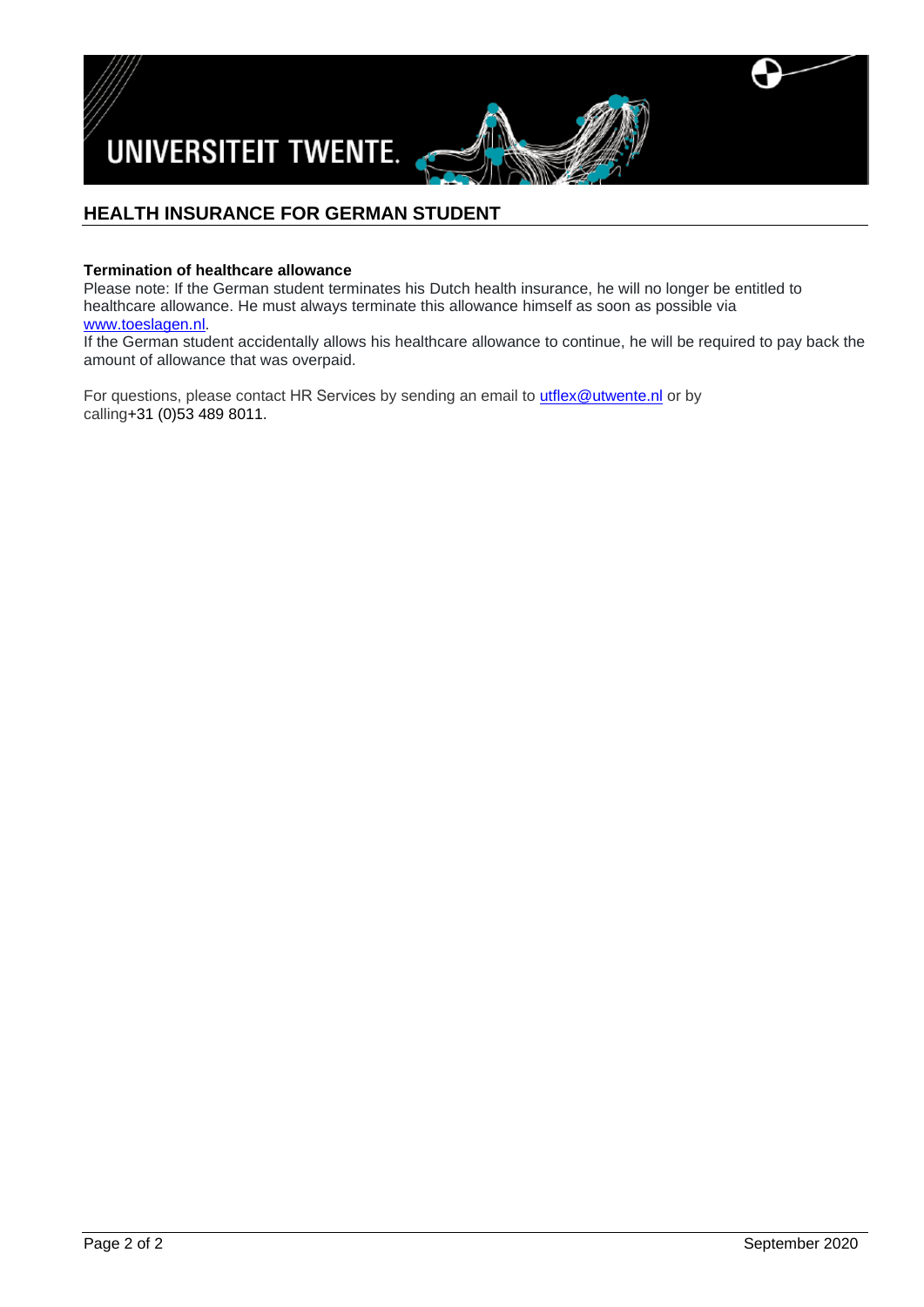## HEALTH INSURANCE FOR GERMAN STUDENT

**Termination of healthcare allowance**

Please note: If the German student terminates his Dutch health insurance, he will no longer be entitled to healthcare allowance. He must always terminate this allowance himself as soon as possible via www.toeslagen.nl.

If the German student accidentally allows his healthcare allowance to continue, he will be required to pay back the amount of allowance that was overpaid.

For questions, please contact HR Services by sending an email to utflex@utwente.nl or by calling+31 (0)53 489 8011.